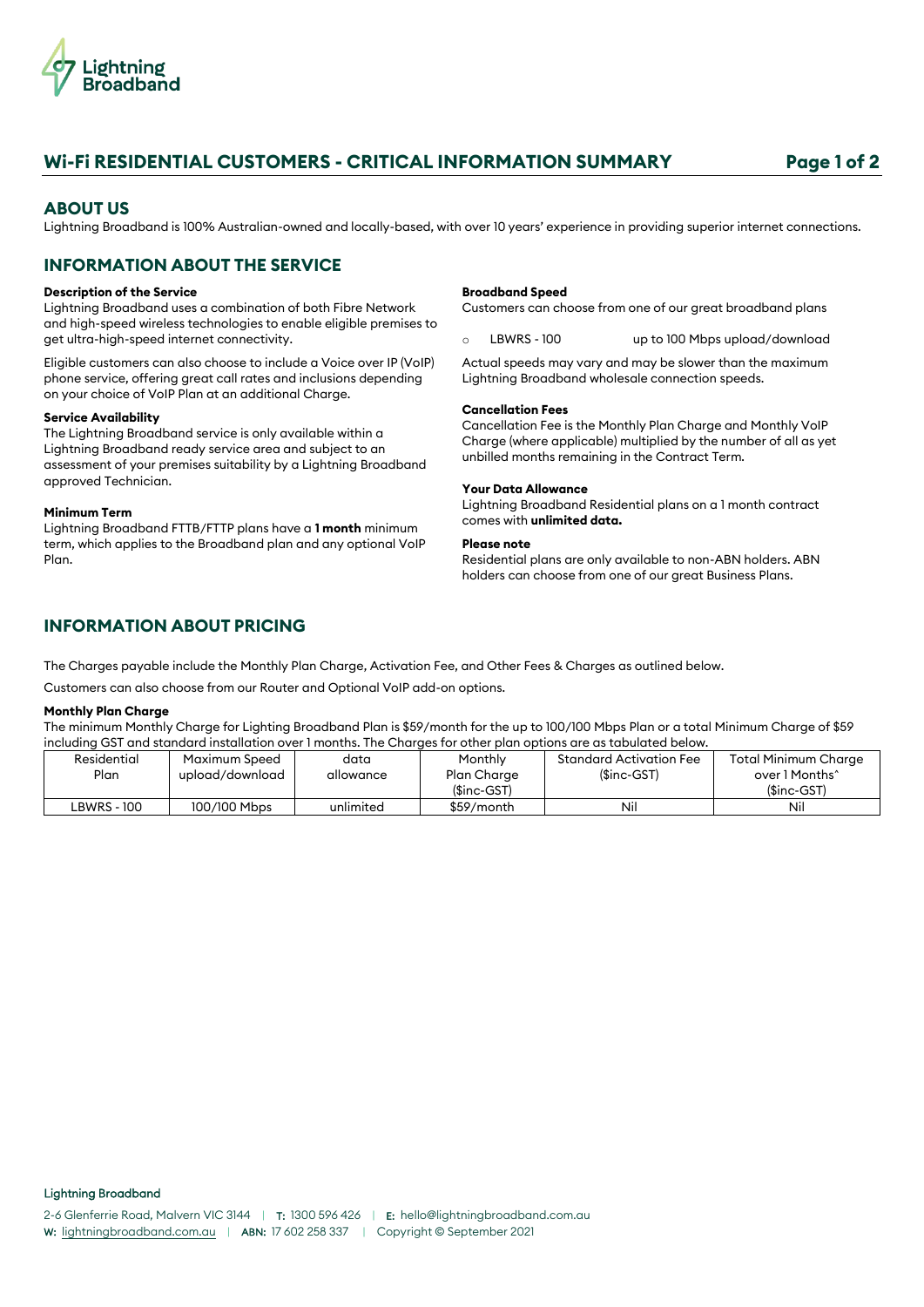# Wi-Fi RESIDENTIAL CUSTOMERS - CRITICAL INFORMATION SUMMARY

## ABOUT US

Lightning Broadband is 100% Australian-owned and locally-based, with over 10 years' experience in providing superior internet connections.

## INFORMATION ABOUT THE SERVICE

### Description of the Service

Lightning Broadband uses a combination of both Fibre Network and high-speed wireless technologies to enable eligible premises to get ultra-high-speed internet connectivity.

Eligible customers can also choose to include a Voice over IP (VoIP) phone service, offering great call rates and inclusions depending on your choice of VoIP Plan at an additional Charge.

### Service Availability

The Lightning Broadband service is only available within a Lightning Broadband ready service area and subject to an assessment of your premises suitability by a Lightning Broadband approved Technician.

### Minimum Term

Lightning Broadband FTTB/FTTP plans have a **1 month** minimum term, which applies to the Broadband plan and any optional VoIP Plan.

### Broadband Speed

Customers can choose from one of our great broadband plans

- LBWRS - 100 up to 100 Mbps upload/download

Actual speeds may vary and may be slower than the maximum Lightning Broadband wholesale connection speeds.

### Cancellation Fees

Cancellation Fee is the Monthly Plan Charge and Monthly VoIP Charge (where applicable) multiplied by the number of all as yet unbilled months remaining in the Contract Term.

### Your Data Allowance

Lightning Broadband Residential plans on a 1 month contract comes with **unlimited data.**

### Please note

Residential plans are only available to non-ABN holders. ABN holders can choose from one of our great Business Plans.

## INFORMATION ABOUT PRICING

The Charges payable include the Monthly Plan Charge, Activation Fee, and Other Fees & Charges as outlined below.

Customers can also choose from our Router and Optional VoIP add-on options.

### Monthly Plan Charge

The minimum Monthly Charge for Lighting Broadband Plan is $59/month for the up to 100/100 Mbps Plan or a total Minimum Charge of $59 including GST and standard installation over 1 months. The Charges for other plan options are as tabulated below.

| Residential Plan | Maximum Speed upload/download | data allowance | Monthly Plan Charge ($inc-GST) | Standard Activation Fee ($inc-GST) | Total Minimum Charge over 1 Months^ ($inc-GST) |
|---|---|---|---|---|---|
| LBWRS - 100 | 100/100 Mbps | unlimited | $59/month | Nil | Nil |

Lightning Broadband

2-6 Glenferrie Road, Malvern VIC 3144 | T: 1300 596 426 | E: hello@lightningbroadband.com.au

W: lightningbroadband.com.au | ABN: 17 602 258 337 | Copyright © September 2021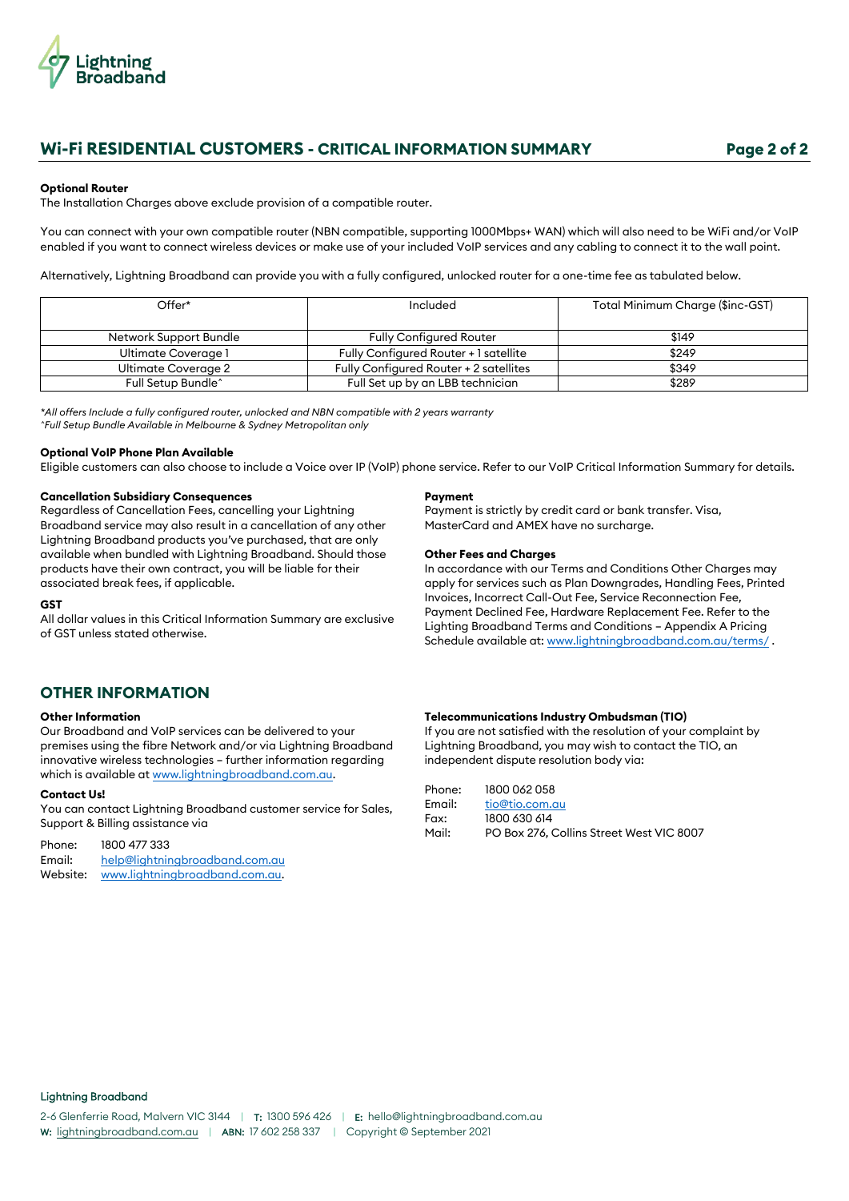## Wi-Fi RESIDENTIAL CUSTOMERS - CRITICAL INFORMATION SUMMARY

**Optional Router**

The Installation Charges above exclude provision of a compatible router.

You can connect with your own compatible router (NBN compatible, supporting 1000Mbps+ WAN) which will also need to be WiFi and/or VoIP enabled if you want to connect wireless devices or make use of your included VoIP services and any cabling to connect it to the wall point.

Alternatively, Lightning Broadband can provide you with a fully configured, unlocked router for a one-time fee as tabulated below.

| Offer* | Included | Total Minimum Charge ($inc-GST) |
|---|---|---|
| Network Support Bundle | Fully Configured Router | $149 |
| Ultimate Coverage 1 | Fully Configured Router + 1 satellite | $249 |
| Ultimate Coverage 2 | Fully Configured Router + 2 satellites | $349 |
| Full Setup Bundle^ | Full Set up by an LBB technician | $289 |

*\*All offers Include a fully configured router, unlocked and NBN compatible with 2 years warranty*
*^Full Setup Bundle Available in Melbourne & Sydney Metropolitan only*

**Optional VoIP Phone Plan Available**

Eligible customers can also choose to include a Voice over IP (VoIP) phone service. Refer to our VoIP Critical Information Summary for details.

**Cancellation Subsidiary Consequences**

Regardless of Cancellation Fees, cancelling your Lightning Broadband service may also result in a cancellation of any other Lightning Broadband products you've purchased, that are only available when bundled with Lightning Broadband. Should those products have their own contract, you will be liable for their associated break fees, if applicable.

**GST**

All dollar values in this Critical Information Summary are exclusive of GST unless stated otherwise.

**Payment**

Payment is strictly by credit card or bank transfer. Visa, MasterCard and AMEX have no surcharge.

**Other Fees and Charges**

In accordance with our Terms and Conditions Other Charges may apply for services such as Plan Downgrades, Handling Fees, Printed Invoices, Incorrect Call-Out Fee, Service Reconnection Fee, Payment Declined Fee, Hardware Replacement Fee. Refer to the Lighting Broadband Terms and Conditions – Appendix A Pricing Schedule available at: www.lightningbroadband.com.au/terms/ .

## OTHER INFORMATION

**Other Information**

Our Broadband and VoIP services can be delivered to your premises using the fibre Network and/or via Lightning Broadband innovative wireless technologies – further information regarding which is available at www.lightningbroadband.com.au.

**Contact Us!**

You can contact Lightning Broadband customer service for Sales, Support & Billing assistance via

Phone: 1800 477 333
Email: help@lightningbroadband.com.au
Website: www.lightningbroadband.com.au.

**Telecommunications Industry Ombudsman (TIO)**

If you are not satisfied with the resolution of your complaint by Lightning Broadband, you may wish to contact the TIO, an independent dispute resolution body via:

Phone: 1800 062 058
Email: tio@tio.com.au
Fax: 1800 630 614
Mail: PO Box 276, Collins Street West VIC 8007

Lightning Broadband

2-6 Glenferrie Road, Malvern VIC 3144 | T: 1300 596 426 | E: hello@lightningbroadband.com.au
W: lightningbroadband.com.au | ABN: 17 602 258 337 | Copyright © September 2021